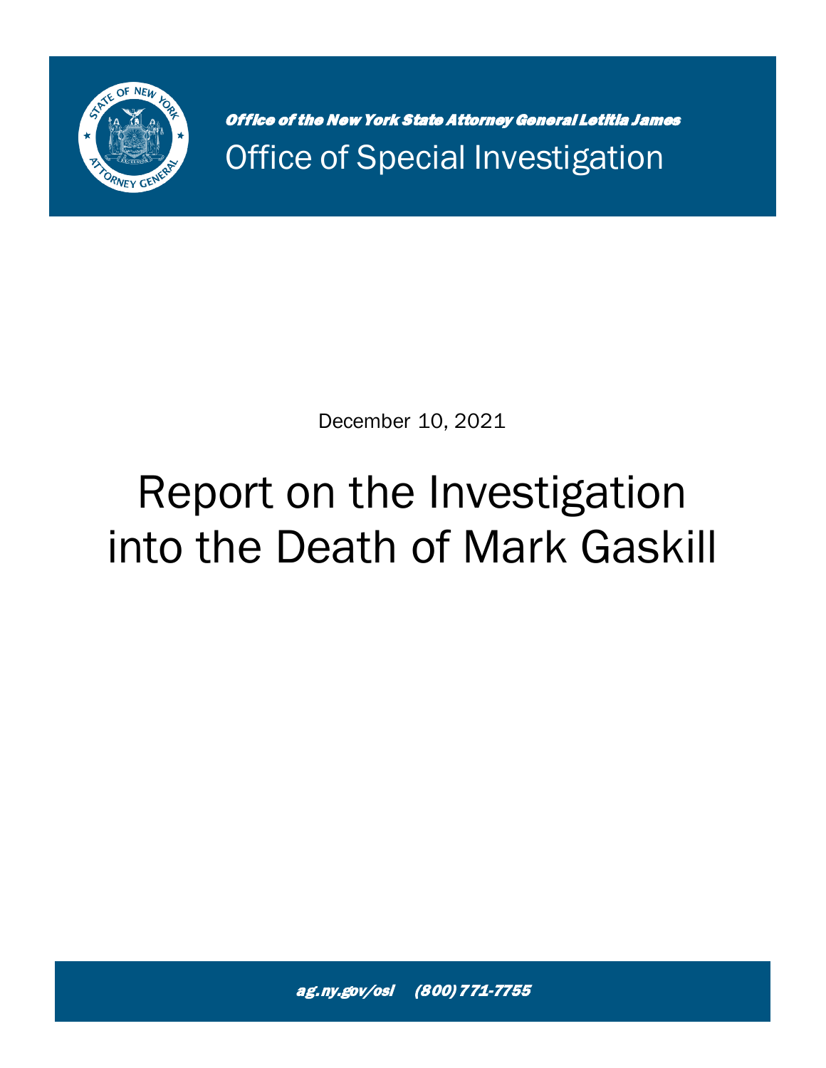*Office of the New York State Attorney General Letitia James*

Office of Special Investigation

December 10, 2021

# Report on the Investigation into the Death of Mark Gaskill

*ag.ny.gov/osi (800) 771-7755*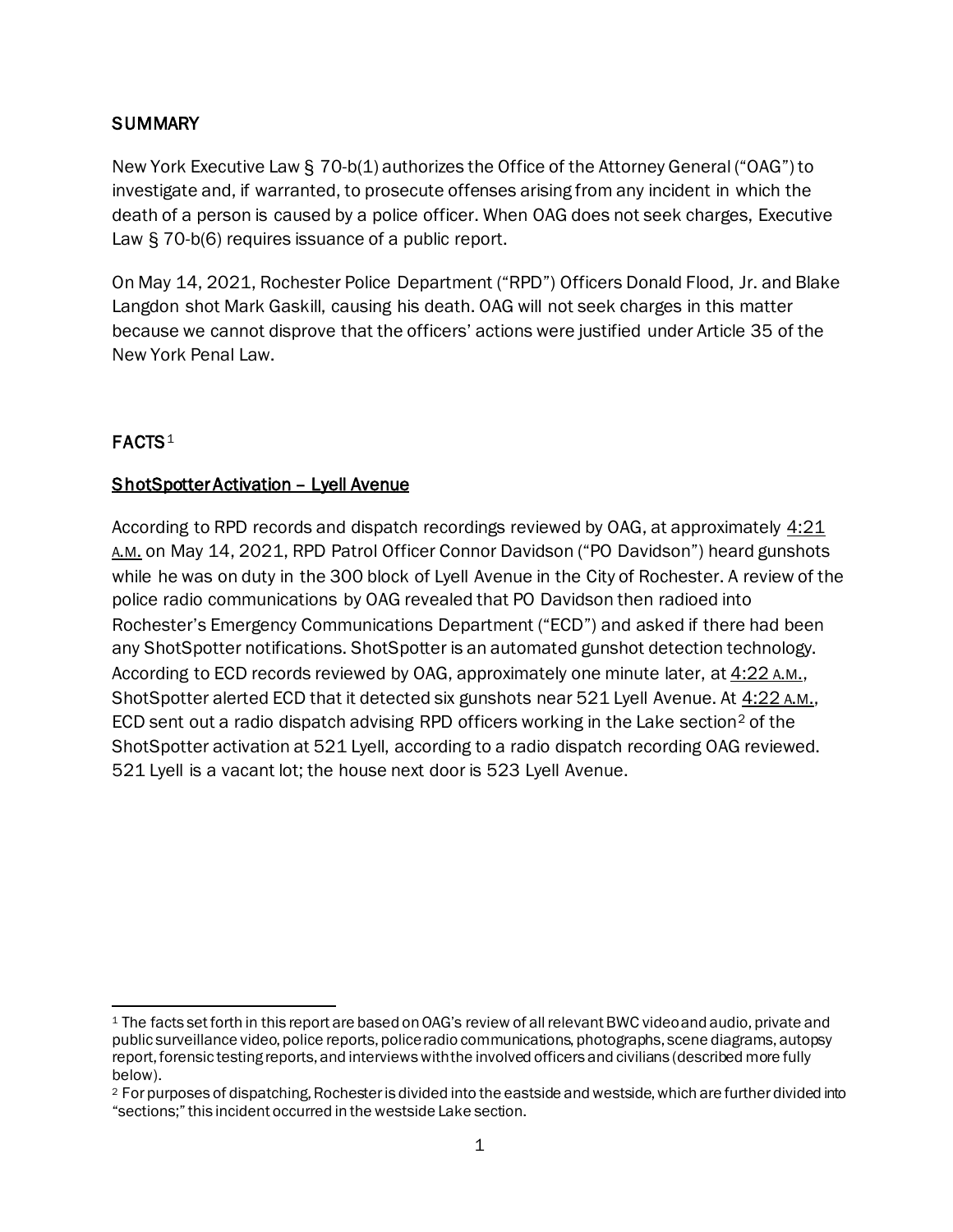## SUMMARY

New York Executive Law § 70-b(1) authorizes the Office of the Attorney General ("OAG") to investigate and, if warranted, to prosecute offenses arising from any incident in which the death of a person is caused by a police officer. When OAG does not seek charges, Executive Law § 70-b(6) requires issuance of a public report.

On May 14, 2021, Rochester Police Department ("RPD") Officers Donald Flood, Jr. and Blake Langdon shot Mark Gaskill, causing his death. OAG will not seek charges in this matter because we cannot disprove that the officers' actions were justified under Article 35 of the New York Penal Law.

## FACTS[1]

### ShotSpotter Activation – Lyell Avenue

According to RPD records and dispatch recordings reviewed by OAG, at approximately 4:21 A.M. on May 14, 2021, RPD Patrol Officer Connor Davidson ("PO Davidson") heard gunshots while he was on duty in the 300 block of Lyell Avenue in the City of Rochester. A review of the police radio communications by OAG revealed that PO Davidson then radioed into Rochester's Emergency Communications Department ("ECD") and asked if there had been any ShotSpotter notifications. ShotSpotter is an automated gunshot detection technology. According to ECD records reviewed by OAG, approximately one minute later, at 4:22 A.M., ShotSpotter alerted ECD that it detected six gunshots near 521 Lyell Avenue. At 4:22 A.M., ECD sent out a radio dispatch advising RPD officers working in the Lake section[2] of the ShotSpotter activation at 521 Lyell, according to a radio dispatch recording OAG reviewed. 521 Lyell is a vacant lot; the house next door is 523 Lyell Avenue.

---

[1] The facts set forth in this report are based on OAG's review of all relevant BWC video and audio, private and public surveillance video, police reports, police radio communications, photographs, scene diagrams, autopsy report, forensic testing reports, and interviews with the involved officers and civilians (described more fully below).

[2] For purposes of dispatching, Rochester is divided into the eastside and westside, which are further divided into "sections;" this incident occurred in the westside Lake section.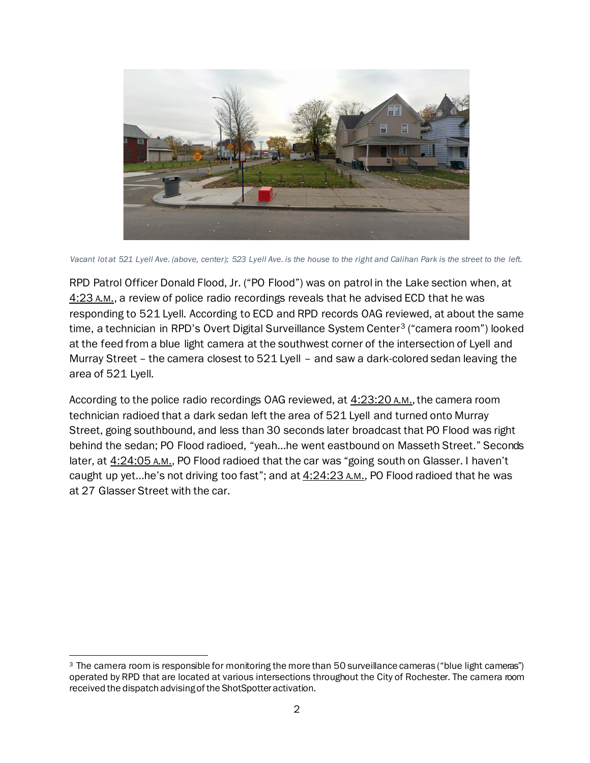*Vacant lot at 521 Lyell Ave. (above, center); 523 Lyell Ave. is the house to the right and Calihan Park is the street to the left.*

RPD Patrol Officer Donald Flood, Jr. ("PO Flood") was on patrol in the Lake section when, at 4:23 A.M., a review of police radio recordings reveals that he advised ECD that he was responding to 521 Lyell. According to ECD and RPD records OAG reviewed, at about the same time, a technician in RPD's Overt Digital Surveillance System Center[3] ("camera room") looked at the feed from a blue light camera at the southwest corner of the intersection of Lyell and Murray Street – the camera closest to 521 Lyell – and saw a dark-colored sedan leaving the area of 521 Lyell.

According to the police radio recordings OAG reviewed, at 4:23:20 A.M., the camera room technician radioed that a dark sedan left the area of 521 Lyell and turned onto Murray Street, going southbound, and less than 30 seconds later broadcast that PO Flood was right behind the sedan; PO Flood radioed, "yeah…he went eastbound on Masseth Street." Seconds later, at 4:24:05 A.M., PO Flood radioed that the car was "going south on Glasser. I haven't caught up yet…he's not driving too fast"; and at 4:24:23 A.M., PO Flood radioed that he was at 27 Glasser Street with the car.

[3] The camera room is responsible for monitoring the more than 50 surveillance cameras ("blue light cameras") operated by RPD that are located at various intersections throughout the City of Rochester. The camera room received the dispatch advising of the ShotSpotter activation.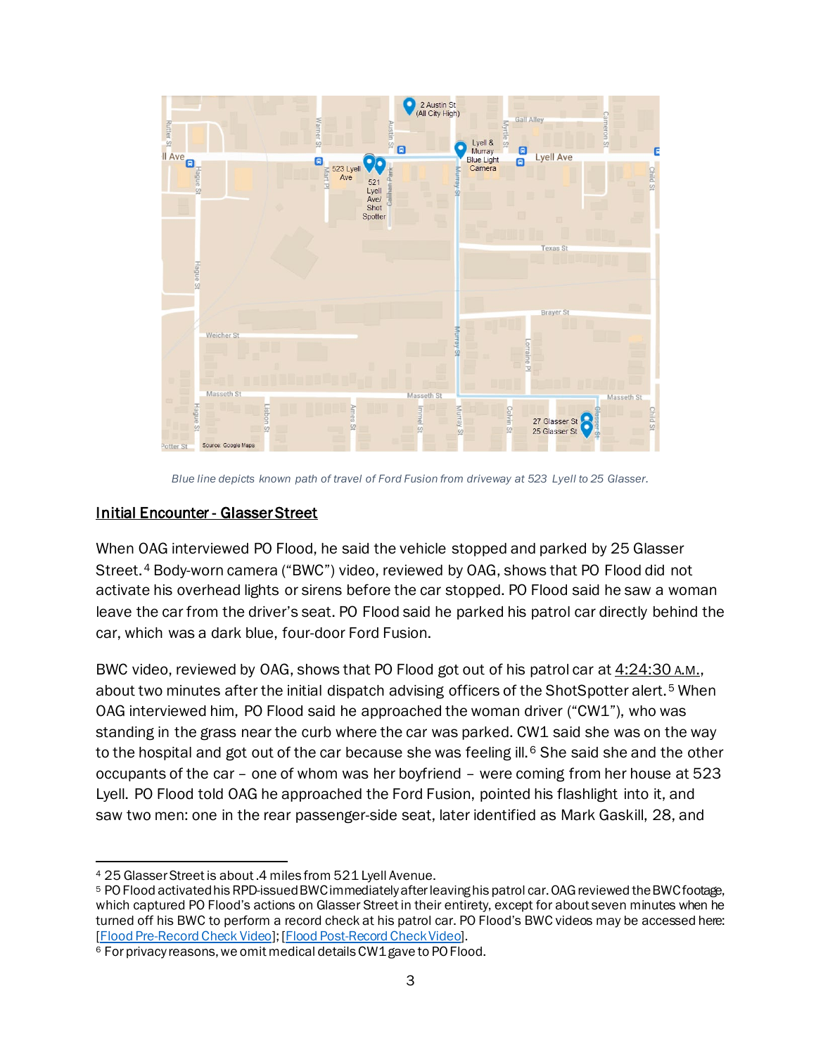*Blue line depicts known path of travel of Ford Fusion from driveway at 523 Lyell to 25 Glasser.*

## Initial Encounter - Glasser Street

When OAG interviewed PO Flood, he said the vehicle stopped and parked by 25 Glasser Street.[4] Body-worn camera ("BWC") video, reviewed by OAG, shows that PO Flood did not activate his overhead lights or sirens before the car stopped. PO Flood said he saw a woman leave the car from the driver's seat. PO Flood said he parked his patrol car directly behind the car, which was a dark blue, four-door Ford Fusion.

BWC video, reviewed by OAG, shows that PO Flood got out of his patrol car at 4:24:30 A.M., about two minutes after the initial dispatch advising officers of the ShotSpotter alert.[5] When OAG interviewed him, PO Flood said he approached the woman driver ("CW1"), who was standing in the grass near the curb where the car was parked. CW1 said she was on the way to the hospital and got out of the car because she was feeling ill.[6] She said she and the other occupants of the car – one of whom was her boyfriend – were coming from her house at 523 Lyell. PO Flood told OAG he approached the Ford Fusion, pointed his flashlight into it, and saw two men: one in the rear passenger-side seat, later identified as Mark Gaskill, 28, and

---

[4] 25 Glasser Street is about .4 miles from 521 Lyell Avenue.

[5] PO Flood activated his RPD-issued BWC immediately after leaving his patrol car. OAG reviewed the BWC footage, which captured PO Flood's actions on Glasser Street in their entirety, except for about seven minutes when he turned off his BWC to perform a record check at his patrol car. PO Flood's BWC videos may be accessed here: [Flood Pre-Record Check Video]; [Flood Post-Record Check Video].

[6] For privacy reasons, we omit medical details CW1 gave to PO Flood.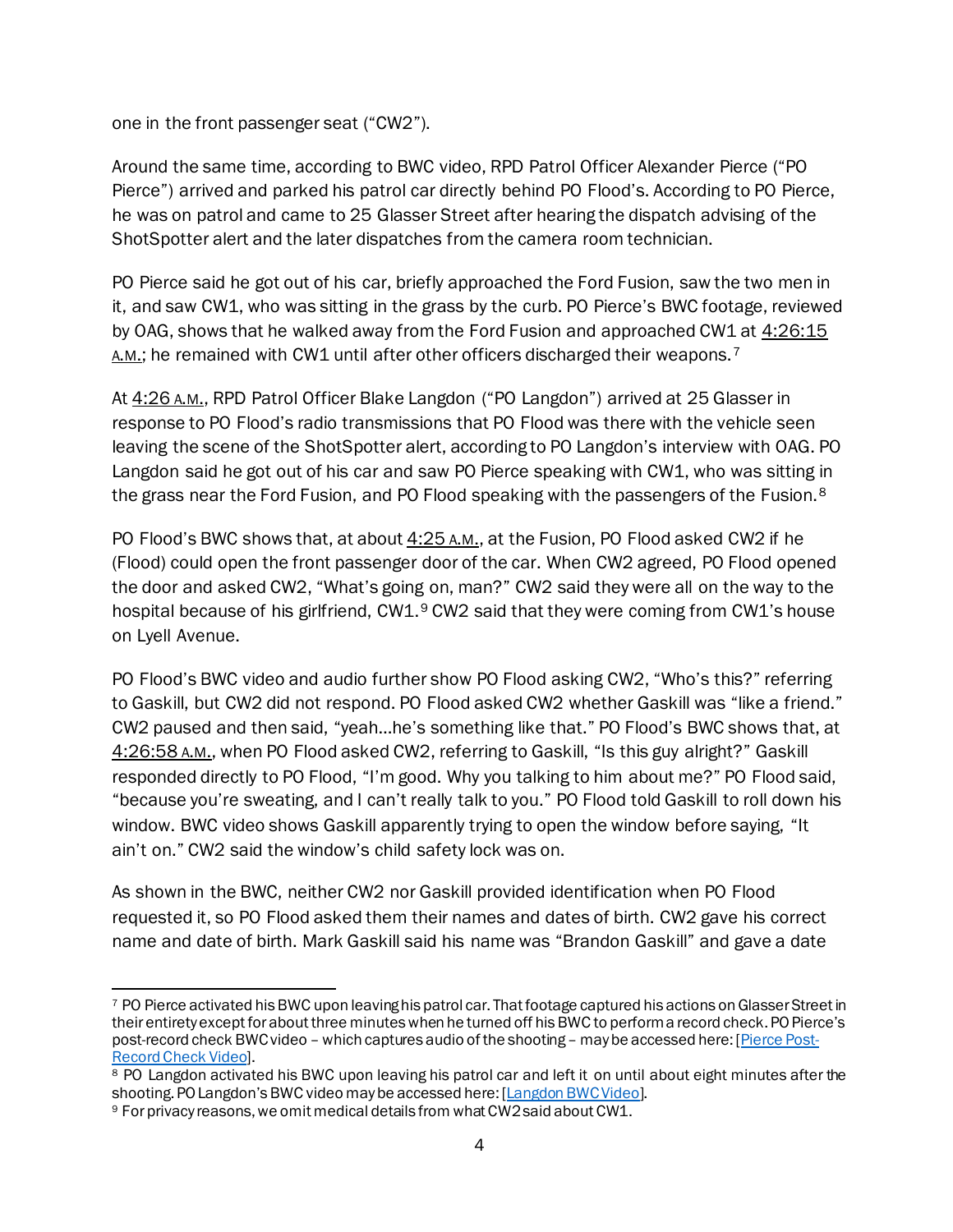one in the front passenger seat ("CW2").

Around the same time, according to BWC video, RPD Patrol Officer Alexander Pierce ("PO Pierce") arrived and parked his patrol car directly behind PO Flood's. According to PO Pierce, he was on patrol and came to 25 Glasser Street after hearing the dispatch advising of the ShotSpotter alert and the later dispatches from the camera room technician.

PO Pierce said he got out of his car, briefly approached the Ford Fusion, saw the two men in it, and saw CW1, who was sitting in the grass by the curb. PO Pierce's BWC footage, reviewed by OAG, shows that he walked away from the Ford Fusion and approached CW1 at 4:26:15 A.M.; he remained with CW1 until after other officers discharged their weapons.[7]

At 4:26 A.M., RPD Patrol Officer Blake Langdon ("PO Langdon") arrived at 25 Glasser in response to PO Flood's radio transmissions that PO Flood was there with the vehicle seen leaving the scene of the ShotSpotter alert, according to PO Langdon's interview with OAG. PO Langdon said he got out of his car and saw PO Pierce speaking with CW1, who was sitting in the grass near the Ford Fusion, and PO Flood speaking with the passengers of the Fusion.[8]

PO Flood's BWC shows that, at about 4:25 A.M., at the Fusion, PO Flood asked CW2 if he (Flood) could open the front passenger door of the car. When CW2 agreed, PO Flood opened the door and asked CW2, "What's going on, man?" CW2 said they were all on the way to the hospital because of his girlfriend, CW1.[9] CW2 said that they were coming from CW1's house on Lyell Avenue.

PO Flood's BWC video and audio further show PO Flood asking CW2, "Who's this?" referring to Gaskill, but CW2 did not respond. PO Flood asked CW2 whether Gaskill was "like a friend." CW2 paused and then said, "yeah…he's something like that." PO Flood's BWC shows that, at 4:26:58 A.M., when PO Flood asked CW2, referring to Gaskill, "Is this guy alright?" Gaskill responded directly to PO Flood, "I'm good. Why you talking to him about me?" PO Flood said, "because you're sweating, and I can't really talk to you." PO Flood told Gaskill to roll down his window. BWC video shows Gaskill apparently trying to open the window before saying, "It ain't on." CW2 said the window's child safety lock was on.

As shown in the BWC, neither CW2 nor Gaskill provided identification when PO Flood requested it, so PO Flood asked them their names and dates of birth. CW2 gave his correct name and date of birth. Mark Gaskill said his name was "Brandon Gaskill" and gave a date

---

[7] PO Pierce activated his BWC upon leaving his patrol car. That footage captured his actions on Glasser Street in their entirety except for about three minutes when he turned off his BWC to perform a record check. PO Pierce's post-record check BWC video – which captures audio of the shooting – may be accessed here: [Pierce Post-Record Check Video].

[8] PO Langdon activated his BWC upon leaving his patrol car and left it on until about eight minutes after the shooting. PO Langdon's BWC video may be accessed here: [Langdon BWC Video].

[9] For privacy reasons, we omit medical details from what CW2 said about CW1.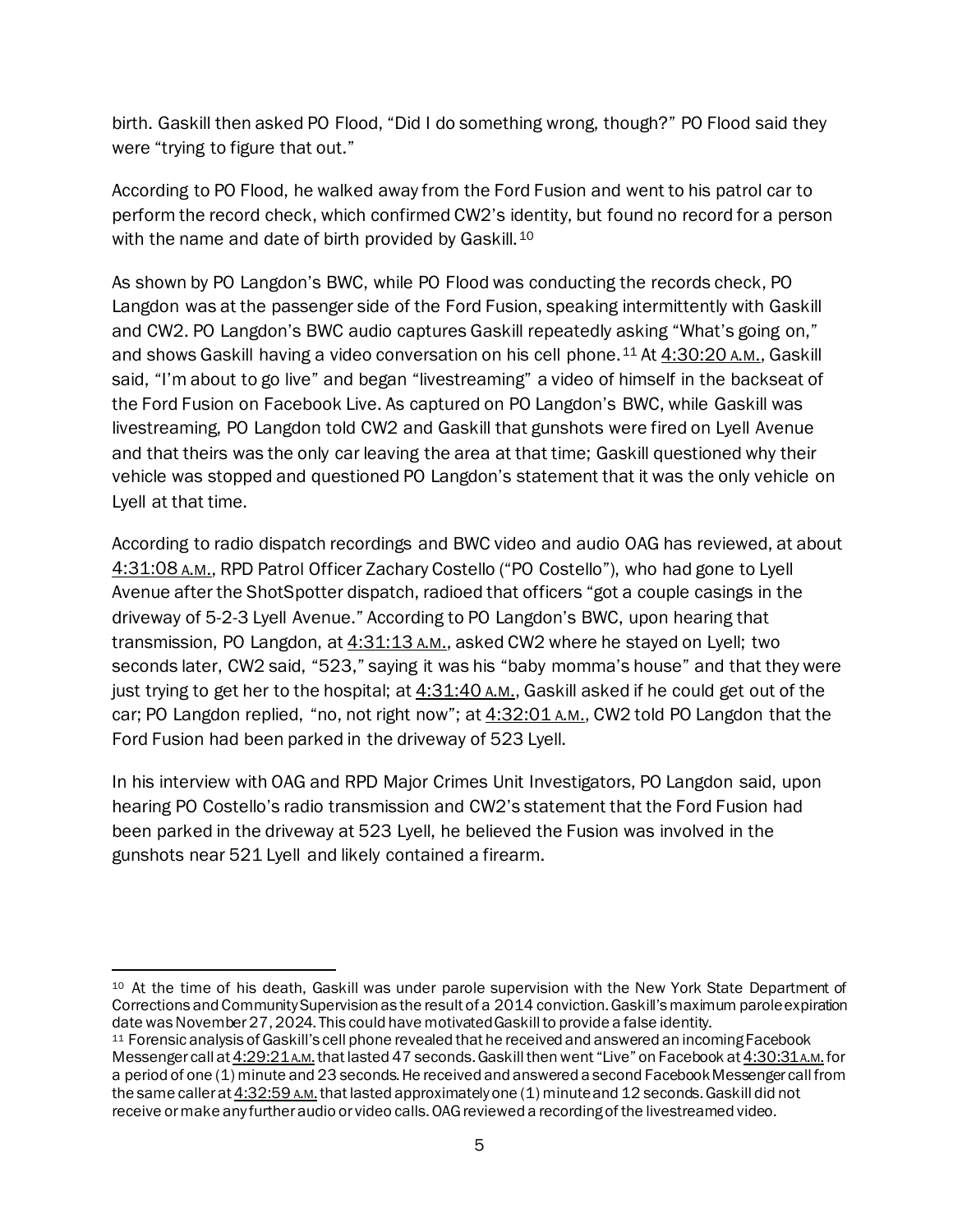birth. Gaskill then asked PO Flood, "Did I do something wrong, though?" PO Flood said they were "trying to figure that out."

According to PO Flood, he walked away from the Ford Fusion and went to his patrol car to perform the record check, which confirmed CW2's identity, but found no record for a person with the name and date of birth provided by Gaskill.[10]

As shown by PO Langdon's BWC, while PO Flood was conducting the records check, PO Langdon was at the passenger side of the Ford Fusion, speaking intermittently with Gaskill and CW2. PO Langdon's BWC audio captures Gaskill repeatedly asking "What's going on," and shows Gaskill having a video conversation on his cell phone.[11] At 4:30:20 A.M., Gaskill said, "I'm about to go live" and began "livestreaming" a video of himself in the backseat of the Ford Fusion on Facebook Live. As captured on PO Langdon's BWC, while Gaskill was livestreaming, PO Langdon told CW2 and Gaskill that gunshots were fired on Lyell Avenue and that theirs was the only car leaving the area at that time; Gaskill questioned why their vehicle was stopped and questioned PO Langdon's statement that it was the only vehicle on Lyell at that time.

According to radio dispatch recordings and BWC video and audio OAG has reviewed, at about 4:31:08 A.M., RPD Patrol Officer Zachary Costello ("PO Costello"), who had gone to Lyell Avenue after the ShotSpotter dispatch, radioed that officers "got a couple casings in the driveway of 5-2-3 Lyell Avenue." According to PO Langdon's BWC, upon hearing that transmission, PO Langdon, at 4:31:13 A.M., asked CW2 where he stayed on Lyell; two seconds later, CW2 said, "523," saying it was his "baby momma's house" and that they were just trying to get her to the hospital; at 4:31:40 A.M., Gaskill asked if he could get out of the car; PO Langdon replied, "no, not right now"; at 4:32:01 A.M., CW2 told PO Langdon that the Ford Fusion had been parked in the driveway of 523 Lyell.

In his interview with OAG and RPD Major Crimes Unit Investigators, PO Langdon said, upon hearing PO Costello's radio transmission and CW2's statement that the Ford Fusion had been parked in the driveway at 523 Lyell, he believed the Fusion was involved in the gunshots near 521 Lyell and likely contained a firearm.

---

[10] At the time of his death, Gaskill was under parole supervision with the New York State Department of Corrections and Community Supervision as the result of a 2014 conviction. Gaskill's maximum parole expiration date was November 27, 2024. This could have motivated Gaskill to provide a false identity.

[11] Forensic analysis of Gaskill's cell phone revealed that he received and answered an incoming Facebook Messenger call at 4:29:21 A.M. that lasted 47 seconds. Gaskill then went "Live" on Facebook at 4:30:31 A.M. for a period of one (1) minute and 23 seconds. He received and answered a second Facebook Messenger call from the same caller at 4:32:59 A.M. that lasted approximately one (1) minute and 12 seconds. Gaskill did not receive or make any further audio or video calls. OAG reviewed a recording of the livestreamed video.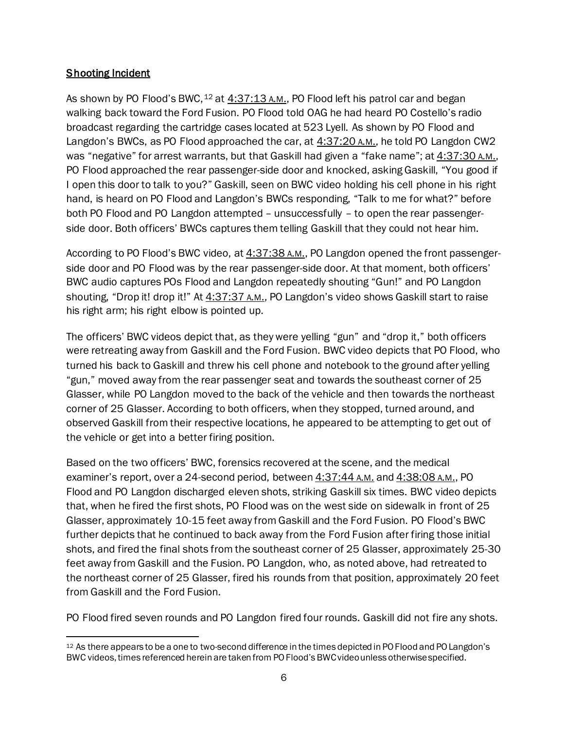## Shooting Incident

As shown by PO Flood's BWC,[12] at 4:37:13 A.M., PO Flood left his patrol car and began walking back toward the Ford Fusion. PO Flood told OAG he had heard PO Costello's radio broadcast regarding the cartridge cases located at 523 Lyell. As shown by PO Flood and Langdon's BWCs, as PO Flood approached the car, at 4:37:20 A.M., he told PO Langdon CW2 was "negative" for arrest warrants, but that Gaskill had given a "fake name"; at 4:37:30 A.M., PO Flood approached the rear passenger-side door and knocked, asking Gaskill, "You good if I open this door to talk to you?" Gaskill, seen on BWC video holding his cell phone in his right hand, is heard on PO Flood and Langdon's BWCs responding, "Talk to me for what?" before both PO Flood and PO Langdon attempted – unsuccessfully – to open the rear passenger-side door. Both officers' BWCs captures them telling Gaskill that they could not hear him.

According to PO Flood's BWC video, at 4:37:38 A.M., PO Langdon opened the front passenger-side door and PO Flood was by the rear passenger-side door. At that moment, both officers' BWC audio captures POs Flood and Langdon repeatedly shouting "Gun!" and PO Langdon shouting, "Drop it! drop it!" At 4:37:37 A.M., PO Langdon's video shows Gaskill start to raise his right arm; his right elbow is pointed up.

The officers' BWC videos depict that, as they were yelling "gun" and "drop it," both officers were retreating away from Gaskill and the Ford Fusion. BWC video depicts that PO Flood, who turned his back to Gaskill and threw his cell phone and notebook to the ground after yelling "gun," moved away from the rear passenger seat and towards the southeast corner of 25 Glasser, while PO Langdon moved to the back of the vehicle and then towards the northeast corner of 25 Glasser. According to both officers, when they stopped, turned around, and observed Gaskill from their respective locations, he appeared to be attempting to get out of the vehicle or get into a better firing position.

Based on the two officers' BWC, forensics recovered at the scene, and the medical examiner's report, over a 24-second period, between 4:37:44 A.M. and 4:38:08 A.M., PO Flood and PO Langdon discharged eleven shots, striking Gaskill six times. BWC video depicts that, when he fired the first shots, PO Flood was on the west side on sidewalk in front of 25 Glasser, approximately 10-15 feet away from Gaskill and the Ford Fusion. PO Flood's BWC further depicts that he continued to back away from the Ford Fusion after firing those initial shots, and fired the final shots from the southeast corner of 25 Glasser, approximately 25-30 feet away from Gaskill and the Fusion. PO Langdon, who, as noted above, had retreated to the northeast corner of 25 Glasser, fired his rounds from that position, approximately 20 feet from Gaskill and the Ford Fusion.

PO Flood fired seven rounds and PO Langdon fired four rounds. Gaskill did not fire any shots.

---

[12] As there appears to be a one to two-second difference in the times depicted in PO Flood and PO Langdon's BWC videos, times referenced herein are taken from PO Flood's BWC video unless otherwise specified.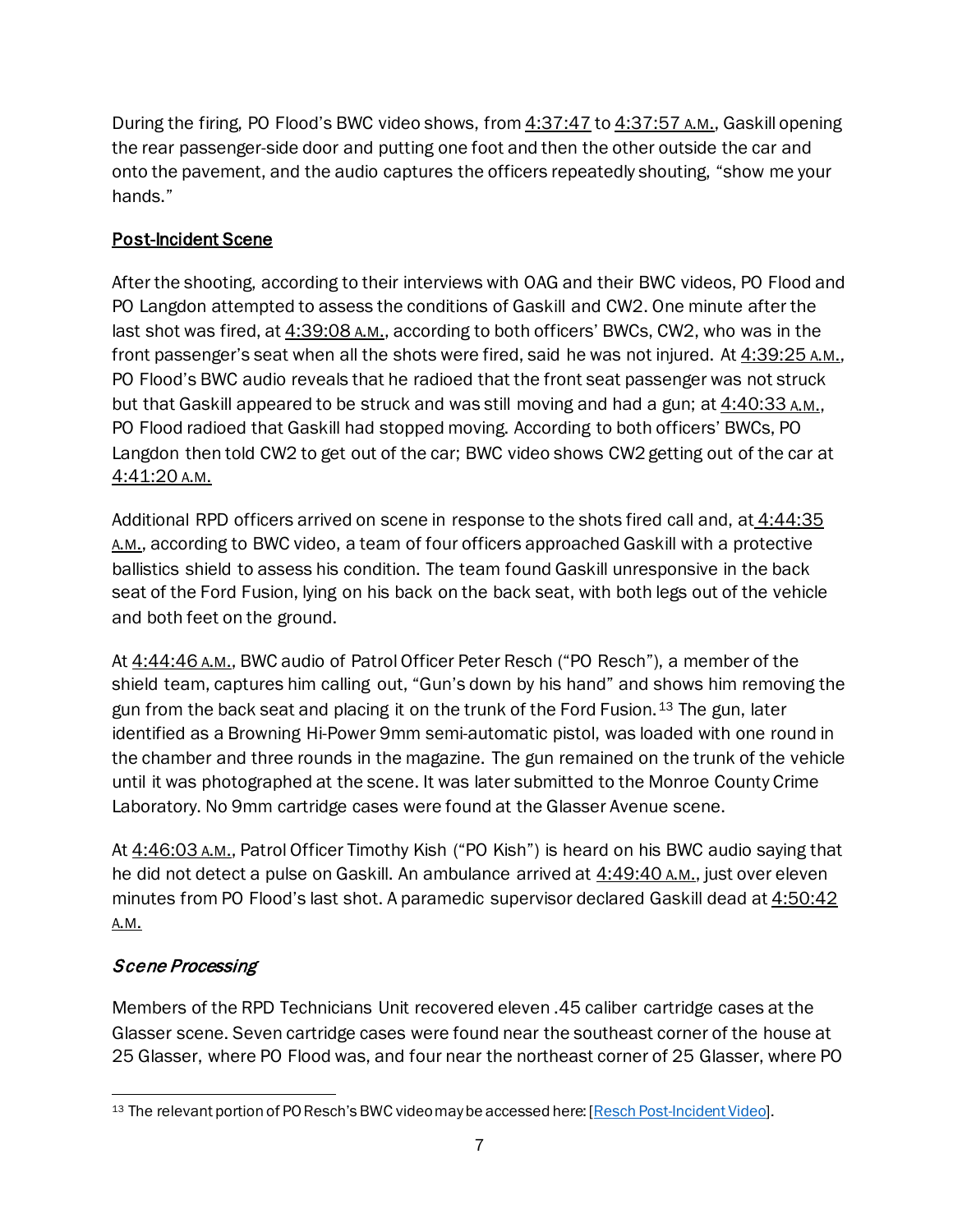During the firing, PO Flood's BWC video shows, from 4:37:47 to 4:37:57 A.M., Gaskill opening the rear passenger-side door and putting one foot and then the other outside the car and onto the pavement, and the audio captures the officers repeatedly shouting, "show me your hands."

## Post-Incident Scene

After the shooting, according to their interviews with OAG and their BWC videos, PO Flood and PO Langdon attempted to assess the conditions of Gaskill and CW2. One minute after the last shot was fired, at 4:39:08 A.M., according to both officers' BWCs, CW2, who was in the front passenger's seat when all the shots were fired, said he was not injured. At 4:39:25 A.M., PO Flood's BWC audio reveals that he radioed that the front seat passenger was not struck but that Gaskill appeared to be struck and was still moving and had a gun; at 4:40:33 A.M., PO Flood radioed that Gaskill had stopped moving. According to both officers' BWCs, PO Langdon then told CW2 to get out of the car; BWC video shows CW2 getting out of the car at 4:41:20 A.M.

Additional RPD officers arrived on scene in response to the shots fired call and, at 4:44:35 A.M., according to BWC video, a team of four officers approached Gaskill with a protective ballistics shield to assess his condition. The team found Gaskill unresponsive in the back seat of the Ford Fusion, lying on his back on the back seat, with both legs out of the vehicle and both feet on the ground.

At 4:44:46 A.M., BWC audio of Patrol Officer Peter Resch ("PO Resch"), a member of the shield team, captures him calling out, "Gun's down by his hand" and shows him removing the gun from the back seat and placing it on the trunk of the Ford Fusion.[13] The gun, later identified as a Browning Hi-Power 9mm semi-automatic pistol, was loaded with one round in the chamber and three rounds in the magazine. The gun remained on the trunk of the vehicle until it was photographed at the scene. It was later submitted to the Monroe County Crime Laboratory. No 9mm cartridge cases were found at the Glasser Avenue scene.

At 4:46:03 A.M., Patrol Officer Timothy Kish ("PO Kish") is heard on his BWC audio saying that he did not detect a pulse on Gaskill. An ambulance arrived at 4:49:40 A.M., just over eleven minutes from PO Flood's last shot. A paramedic supervisor declared Gaskill dead at 4:50:42 A.M.

### *Scene Processing*

Members of the RPD Technicians Unit recovered eleven .45 caliber cartridge cases at the Glasser scene. Seven cartridge cases were found near the southeast corner of the house at 25 Glasser, where PO Flood was, and four near the northeast corner of 25 Glasser, where PO

---

[13] The relevant portion of PO Resch's BWC video may be accessed here: [Resch Post-Incident Video].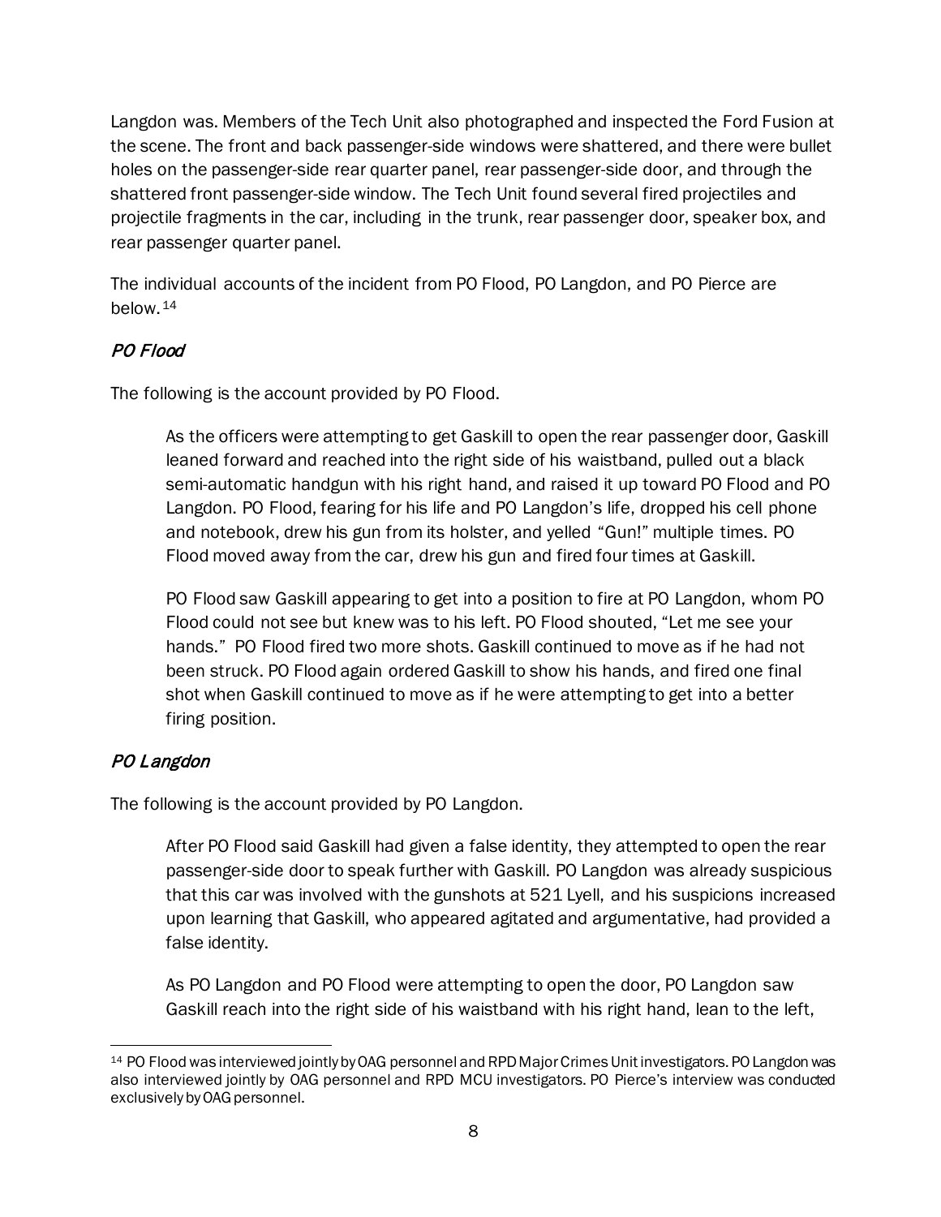Langdon was. Members of the Tech Unit also photographed and inspected the Ford Fusion at the scene. The front and back passenger-side windows were shattered, and there were bullet holes on the passenger-side rear quarter panel, rear passenger-side door, and through the shattered front passenger-side window. The Tech Unit found several fired projectiles and projectile fragments in the car, including in the trunk, rear passenger door, speaker box, and rear passenger quarter panel.

The individual accounts of the incident from PO Flood, PO Langdon, and PO Pierce are below.[14]

### *PO Flood*

The following is the account provided by PO Flood.

> As the officers were attempting to get Gaskill to open the rear passenger door, Gaskill leaned forward and reached into the right side of his waistband, pulled out a black semi-automatic handgun with his right hand, and raised it up toward PO Flood and PO Langdon. PO Flood, fearing for his life and PO Langdon's life, dropped his cell phone and notebook, drew his gun from its holster, and yelled "Gun!" multiple times. PO Flood moved away from the car, drew his gun and fired four times at Gaskill.
>
> PO Flood saw Gaskill appearing to get into a position to fire at PO Langdon, whom PO Flood could not see but knew was to his left. PO Flood shouted, "Let me see your hands." PO Flood fired two more shots. Gaskill continued to move as if he had not been struck. PO Flood again ordered Gaskill to show his hands, and fired one final shot when Gaskill continued to move as if he were attempting to get into a better firing position.

### *PO Langdon*

The following is the account provided by PO Langdon.

> After PO Flood said Gaskill had given a false identity, they attempted to open the rear passenger-side door to speak further with Gaskill. PO Langdon was already suspicious that this car was involved with the gunshots at 521 Lyell, and his suspicions increased upon learning that Gaskill, who appeared agitated and argumentative, had provided a false identity.
>
> As PO Langdon and PO Flood were attempting to open the door, PO Langdon saw Gaskill reach into the right side of his waistband with his right hand, lean to the left,

---

[14] PO Flood was interviewed jointly by OAG personnel and RPD Major Crimes Unit investigators. PO Langdon was also interviewed jointly by OAG personnel and RPD MCU investigators. PO Pierce's interview was conducted exclusively by OAG personnel.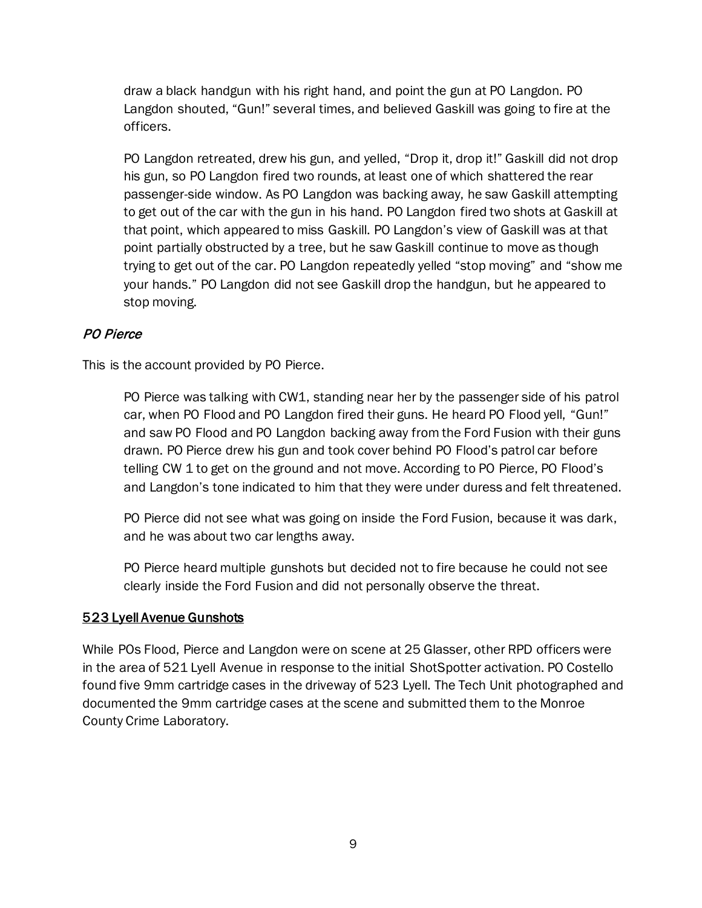draw a black handgun with his right hand, and point the gun at PO Langdon. PO Langdon shouted, "Gun!" several times, and believed Gaskill was going to fire at the officers.

PO Langdon retreated, drew his gun, and yelled, "Drop it, drop it!" Gaskill did not drop his gun, so PO Langdon fired two rounds, at least one of which shattered the rear passenger-side window. As PO Langdon was backing away, he saw Gaskill attempting to get out of the car with the gun in his hand. PO Langdon fired two shots at Gaskill at that point, which appeared to miss Gaskill. PO Langdon's view of Gaskill was at that point partially obstructed by a tree, but he saw Gaskill continue to move as though trying to get out of the car. PO Langdon repeatedly yelled "stop moving" and "show me your hands." PO Langdon did not see Gaskill drop the handgun, but he appeared to stop moving.

### *PO Pierce*

This is the account provided by PO Pierce.

PO Pierce was talking with CW1, standing near her by the passenger side of his patrol car, when PO Flood and PO Langdon fired their guns. He heard PO Flood yell, "Gun!" and saw PO Flood and PO Langdon backing away from the Ford Fusion with their guns drawn. PO Pierce drew his gun and took cover behind PO Flood's patrol car before telling CW 1 to get on the ground and not move. According to PO Pierce, PO Flood's and Langdon's tone indicated to him that they were under duress and felt threatened.

PO Pierce did not see what was going on inside the Ford Fusion, because it was dark, and he was about two car lengths away.

PO Pierce heard multiple gunshots but decided not to fire because he could not see clearly inside the Ford Fusion and did not personally observe the threat.

### 523 Lyell Avenue Gunshots

While POs Flood, Pierce and Langdon were on scene at 25 Glasser, other RPD officers were in the area of 521 Lyell Avenue in response to the initial ShotSpotter activation. PO Costello found five 9mm cartridge cases in the driveway of 523 Lyell. The Tech Unit photographed and documented the 9mm cartridge cases at the scene and submitted them to the Monroe County Crime Laboratory.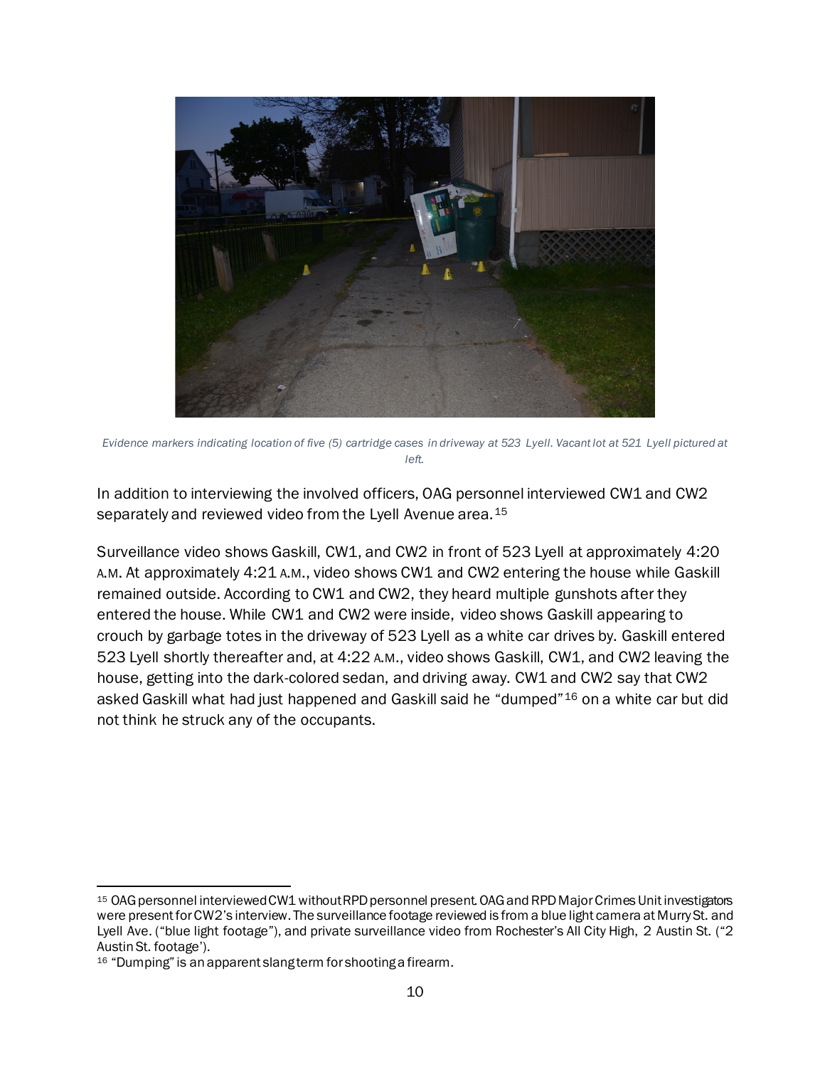*Evidence markers indicating location of five (5) cartridge cases in driveway at 523 Lyell. Vacant lot at 521 Lyell pictured at left.*

In addition to interviewing the involved officers, OAG personnel interviewed CW1 and CW2 separately and reviewed video from the Lyell Avenue area.[15]

Surveillance video shows Gaskill, CW1, and CW2 in front of 523 Lyell at approximately 4:20 A.M. At approximately 4:21 A.M., video shows CW1 and CW2 entering the house while Gaskill remained outside. According to CW1 and CW2, they heard multiple gunshots after they entered the house. While CW1 and CW2 were inside, video shows Gaskill appearing to crouch by garbage totes in the driveway of 523 Lyell as a white car drives by. Gaskill entered 523 Lyell shortly thereafter and, at 4:22 A.M., video shows Gaskill, CW1, and CW2 leaving the house, getting into the dark-colored sedan, and driving away. CW1 and CW2 say that CW2 asked Gaskill what had just happened and Gaskill said he "dumped"[16] on a white car but did not think he struck any of the occupants.

---

[15] OAG personnel interviewed CW1 without RPD personnel present. OAG and RPD Major Crimes Unit investigators were present for CW2's interview. The surveillance footage reviewed is from a blue light camera at Murry St. and Lyell Ave. ("blue light footage"), and private surveillance video from Rochester's All City High, 2 Austin St. ("2 Austin St. footage').

[16] "Dumping" is an apparent slang term for shooting a firearm.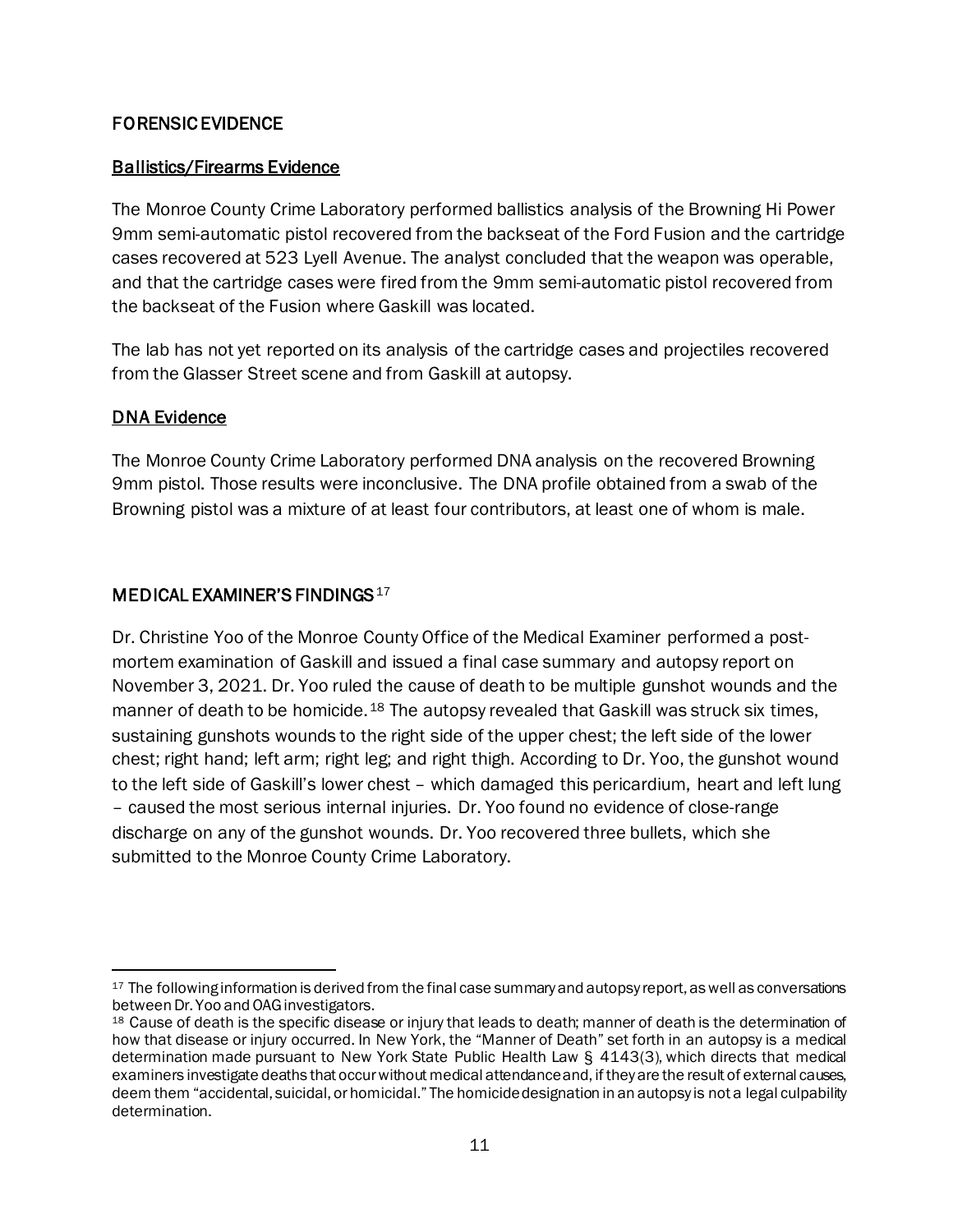## FORENSIC EVIDENCE

### Ballistics/Firearms Evidence

The Monroe County Crime Laboratory performed ballistics analysis of the Browning Hi Power 9mm semi-automatic pistol recovered from the backseat of the Ford Fusion and the cartridge cases recovered at 523 Lyell Avenue. The analyst concluded that the weapon was operable, and that the cartridge cases were fired from the 9mm semi-automatic pistol recovered from the backseat of the Fusion where Gaskill was located.

The lab has not yet reported on its analysis of the cartridge cases and projectiles recovered from the Glasser Street scene and from Gaskill at autopsy.

### DNA Evidence

The Monroe County Crime Laboratory performed DNA analysis on the recovered Browning 9mm pistol. Those results were inconclusive. The DNA profile obtained from a swab of the Browning pistol was a mixture of at least four contributors, at least one of whom is male.

## MEDICAL EXAMINER'S FINDINGS[17]

Dr. Christine Yoo of the Monroe County Office of the Medical Examiner performed a post-mortem examination of Gaskill and issued a final case summary and autopsy report on November 3, 2021. Dr. Yoo ruled the cause of death to be multiple gunshot wounds and the manner of death to be homicide.[18] The autopsy revealed that Gaskill was struck six times, sustaining gunshots wounds to the right side of the upper chest; the left side of the lower chest; right hand; left arm; right leg; and right thigh. According to Dr. Yoo, the gunshot wound to the left side of Gaskill's lower chest – which damaged this pericardium, heart and left lung – caused the most serious internal injuries. Dr. Yoo found no evidence of close-range discharge on any of the gunshot wounds. Dr. Yoo recovered three bullets, which she submitted to the Monroe County Crime Laboratory.

---

[17] The following information is derived from the final case summary and autopsy report, as well as conversations between Dr. Yoo and OAG investigators.

[18] Cause of death is the specific disease or injury that leads to death; manner of death is the determination of how that disease or injury occurred. In New York, the "Manner of Death" set forth in an autopsy is a medical determination made pursuant to New York State Public Health Law § 4143(3), which directs that medical examiners investigate deaths that occur without medical attendance and, if they are the result of external causes, deem them "accidental, suicidal, or homicidal." The homicide designation in an autopsy is not a legal culpability determination.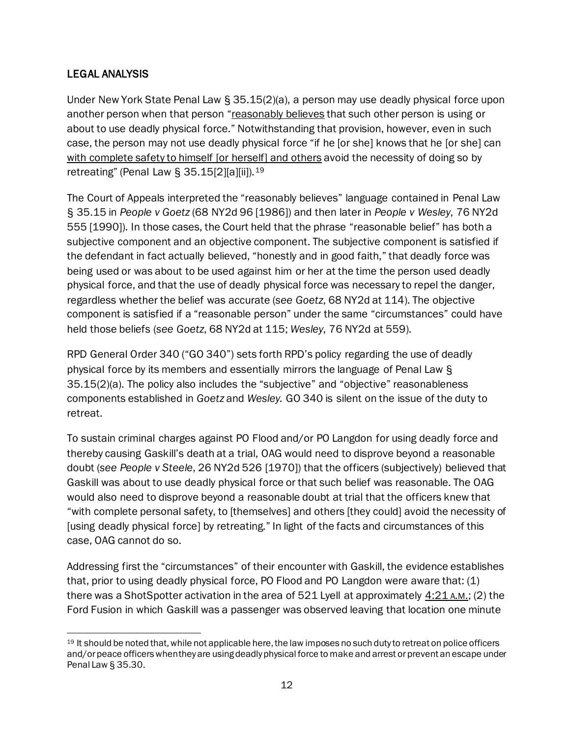## LEGAL ANALYSIS

Under New York State Penal Law § 35.15(2)(a), a person may use deadly physical force upon another person when that person "reasonably believes that such other person is using or about to use deadly physical force." Notwithstanding that provision, however, even in such case, the person may not use deadly physical force "if he [or she] knows that he [or she] can with complete safety to himself [or herself] and others avoid the necessity of doing so by retreating" (Penal Law § 35.15[2][a][ii]).[19]

The Court of Appeals interpreted the "reasonably believes" language contained in Penal Law § 35.15 in *People v Goetz* (68 NY2d 96 [1986]) and then later in *People v Wesley*, 76 NY2d 555 [1990]). In those cases, the Court held that the phrase "reasonable belief" has both a subjective component and an objective component. The subjective component is satisfied if the defendant in fact actually believed, "honestly and in good faith," that deadly force was being used or was about to be used against him or her at the time the person used deadly physical force, and that the use of deadly physical force was necessary to repel the danger, regardless whether the belief was accurate (*see Goetz*, 68 NY2d at 114). The objective component is satisfied if a "reasonable person" under the same "circumstances" could have held those beliefs (*see Goetz*, 68 NY2d at 115; *Wesley*, 76 NY2d at 559).

RPD General Order 340 ("GO 340") sets forth RPD's policy regarding the use of deadly physical force by its members and essentially mirrors the language of Penal Law § 35.15(2)(a). The policy also includes the "subjective" and "objective" reasonableness components established in *Goetz* and *Wesley.* GO 340 is silent on the issue of the duty to retreat.

To sustain criminal charges against PO Flood and/or PO Langdon for using deadly force and thereby causing Gaskill's death at a trial, OAG would need to disprove beyond a reasonable doubt (*see People v Steele*, 26 NY2d 526 [1970]) that the officers (subjectively) believed that Gaskill was about to use deadly physical force or that such belief was reasonable. The OAG would also need to disprove beyond a reasonable doubt at trial that the officers knew that "with complete personal safety, to [themselves] and others [they could] avoid the necessity of [using deadly physical force] by retreating." In light of the facts and circumstances of this case, OAG cannot do so.

Addressing first the "circumstances" of their encounter with Gaskill, the evidence establishes that, prior to using deadly physical force, PO Flood and PO Langdon were aware that: (1) there was a ShotSpotter activation in the area of 521 Lyell at approximately 4:21 A.M.; (2) the Ford Fusion in which Gaskill was a passenger was observed leaving that location one minute

[19] It should be noted that, while not applicable here, the law imposes no such duty to retreat on police officers and/or peace officers when they are using deadly physical force to make and arrest or prevent an escape under Penal Law § 35.30.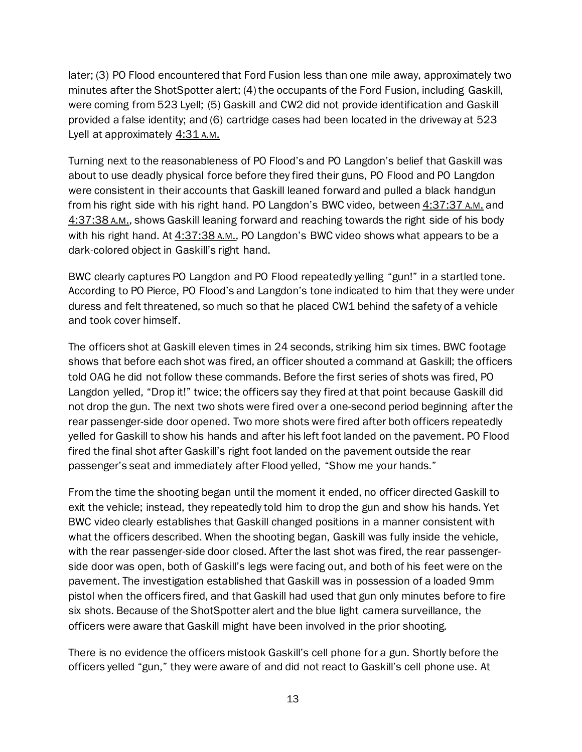later; (3) PO Flood encountered that Ford Fusion less than one mile away, approximately two minutes after the ShotSpotter alert; (4) the occupants of the Ford Fusion, including Gaskill, were coming from 523 Lyell; (5) Gaskill and CW2 did not provide identification and Gaskill provided a false identity; and (6) cartridge cases had been located in the driveway at 523 Lyell at approximately 4:31 A.M.

Turning next to the reasonableness of PO Flood's and PO Langdon's belief that Gaskill was about to use deadly physical force before they fired their guns, PO Flood and PO Langdon were consistent in their accounts that Gaskill leaned forward and pulled a black handgun from his right side with his right hand. PO Langdon's BWC video, between 4:37:37 A.M. and 4:37:38 A.M., shows Gaskill leaning forward and reaching towards the right side of his body with his right hand. At 4:37:38 A.M., PO Langdon's BWC video shows what appears to be a dark-colored object in Gaskill's right hand.

BWC clearly captures PO Langdon and PO Flood repeatedly yelling "gun!" in a startled tone. According to PO Pierce, PO Flood's and Langdon's tone indicated to him that they were under duress and felt threatened, so much so that he placed CW1 behind the safety of a vehicle and took cover himself.

The officers shot at Gaskill eleven times in 24 seconds, striking him six times. BWC footage shows that before each shot was fired, an officer shouted a command at Gaskill; the officers told OAG he did not follow these commands. Before the first series of shots was fired, PO Langdon yelled, "Drop it!" twice; the officers say they fired at that point because Gaskill did not drop the gun. The next two shots were fired over a one-second period beginning after the rear passenger-side door opened. Two more shots were fired after both officers repeatedly yelled for Gaskill to show his hands and after his left foot landed on the pavement. PO Flood fired the final shot after Gaskill's right foot landed on the pavement outside the rear passenger's seat and immediately after Flood yelled, "Show me your hands."

From the time the shooting began until the moment it ended, no officer directed Gaskill to exit the vehicle; instead, they repeatedly told him to drop the gun and show his hands. Yet BWC video clearly establishes that Gaskill changed positions in a manner consistent with what the officers described. When the shooting began, Gaskill was fully inside the vehicle, with the rear passenger-side door closed. After the last shot was fired, the rear passenger-side door was open, both of Gaskill's legs were facing out, and both of his feet were on the pavement. The investigation established that Gaskill was in possession of a loaded 9mm pistol when the officers fired, and that Gaskill had used that gun only minutes before to fire six shots. Because of the ShotSpotter alert and the blue light camera surveillance, the officers were aware that Gaskill might have been involved in the prior shooting.

There is no evidence the officers mistook Gaskill's cell phone for a gun. Shortly before the officers yelled "gun," they were aware of and did not react to Gaskill's cell phone use. At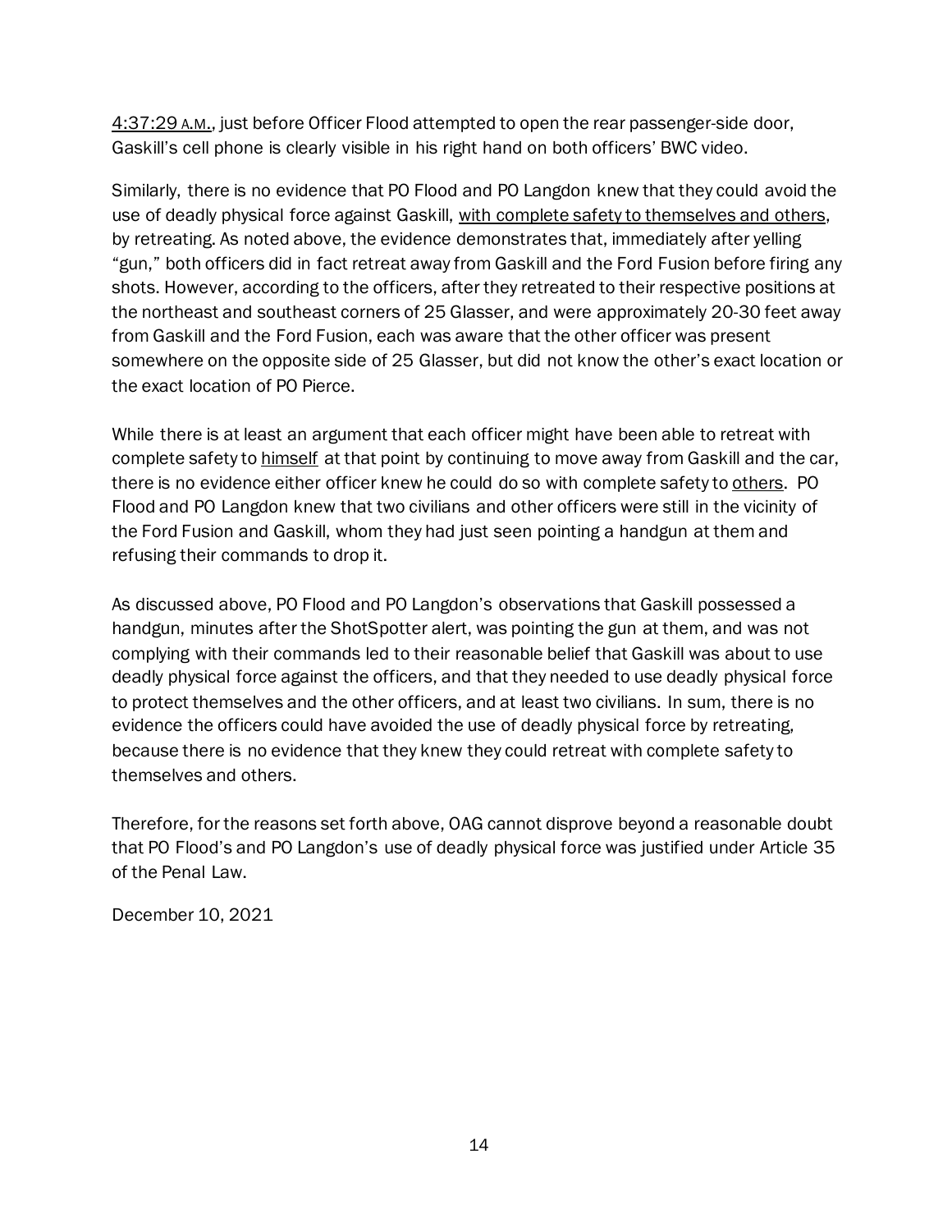4:37:29 A.M., just before Officer Flood attempted to open the rear passenger-side door, Gaskill's cell phone is clearly visible in his right hand on both officers' BWC video.

Similarly, there is no evidence that PO Flood and PO Langdon knew that they could avoid the use of deadly physical force against Gaskill, with complete safety to themselves and others, by retreating. As noted above, the evidence demonstrates that, immediately after yelling "gun," both officers did in fact retreat away from Gaskill and the Ford Fusion before firing any shots. However, according to the officers, after they retreated to their respective positions at the northeast and southeast corners of 25 Glasser, and were approximately 20-30 feet away from Gaskill and the Ford Fusion, each was aware that the other officer was present somewhere on the opposite side of 25 Glasser, but did not know the other's exact location or the exact location of PO Pierce.

While there is at least an argument that each officer might have been able to retreat with complete safety to himself at that point by continuing to move away from Gaskill and the car, there is no evidence either officer knew he could do so with complete safety to others. PO Flood and PO Langdon knew that two civilians and other officers were still in the vicinity of the Ford Fusion and Gaskill, whom they had just seen pointing a handgun at them and refusing their commands to drop it.

As discussed above, PO Flood and PO Langdon's observations that Gaskill possessed a handgun, minutes after the ShotSpotter alert, was pointing the gun at them, and was not complying with their commands led to their reasonable belief that Gaskill was about to use deadly physical force against the officers, and that they needed to use deadly physical force to protect themselves and the other officers, and at least two civilians. In sum, there is no evidence the officers could have avoided the use of deadly physical force by retreating, because there is no evidence that they knew they could retreat with complete safety to themselves and others.

Therefore, for the reasons set forth above, OAG cannot disprove beyond a reasonable doubt that PO Flood's and PO Langdon's use of deadly physical force was justified under Article 35 of the Penal Law.

December 10, 2021